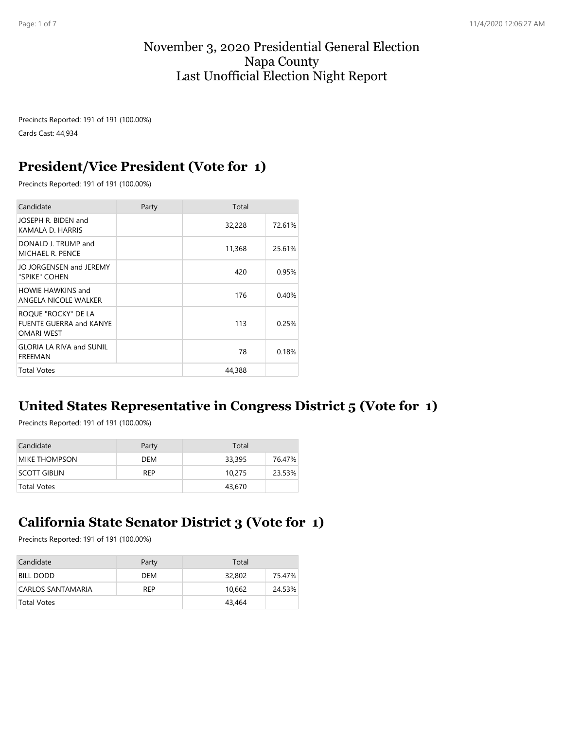# November 3, 2020 Presidential General Election
# Napa County
# Last Unofficial Election Night Report

Precincts Reported: 191 of 191 (100.00%)

Cards Cast: 44,934

## President/Vice President (Vote for 1)

Precincts Reported: 191 of 191 (100.00%)

| Candidate | Party | Total | |
|---|---|---|---|
| JOSEPH R. BIDEN and KAMALA D. HARRIS | | 32,228 | 72.61% |
| DONALD J. TRUMP and MICHAEL R. PENCE | | 11,368 | 25.61% |
| JO JORGENSEN and JEREMY "SPIKE" COHEN | | 420 | 0.95% |
| HOWIE HAWKINS and ANGELA NICOLE WALKER | | 176 | 0.40% |
| ROQUE "ROCKY" DE LA FUENTE GUERRA and KANYE OMARI WEST | | 113 | 0.25% |
| GLORIA LA RIVA and SUNIL FREEMAN | | 78 | 0.18% |
| Total Votes | | 44,388 | |

## United States Representative in Congress District 5 (Vote for 1)

Precincts Reported: 191 of 191 (100.00%)

| Candidate | Party | Total | |
|---|---|---|---|
| MIKE THOMPSON | DEM | 33,395 | 76.47% |
| SCOTT GIBLIN | REP | 10,275 | 23.53% |
| Total Votes | | 43,670 | |

## California State Senator District 3 (Vote for 1)

Precincts Reported: 191 of 191 (100.00%)

| Candidate | Party | Total | |
|---|---|---|---|
| BILL DODD | DEM | 32,802 | 75.47% |
| CARLOS SANTAMARIA | REP | 10,662 | 24.53% |
| Total Votes | | 43,464 | |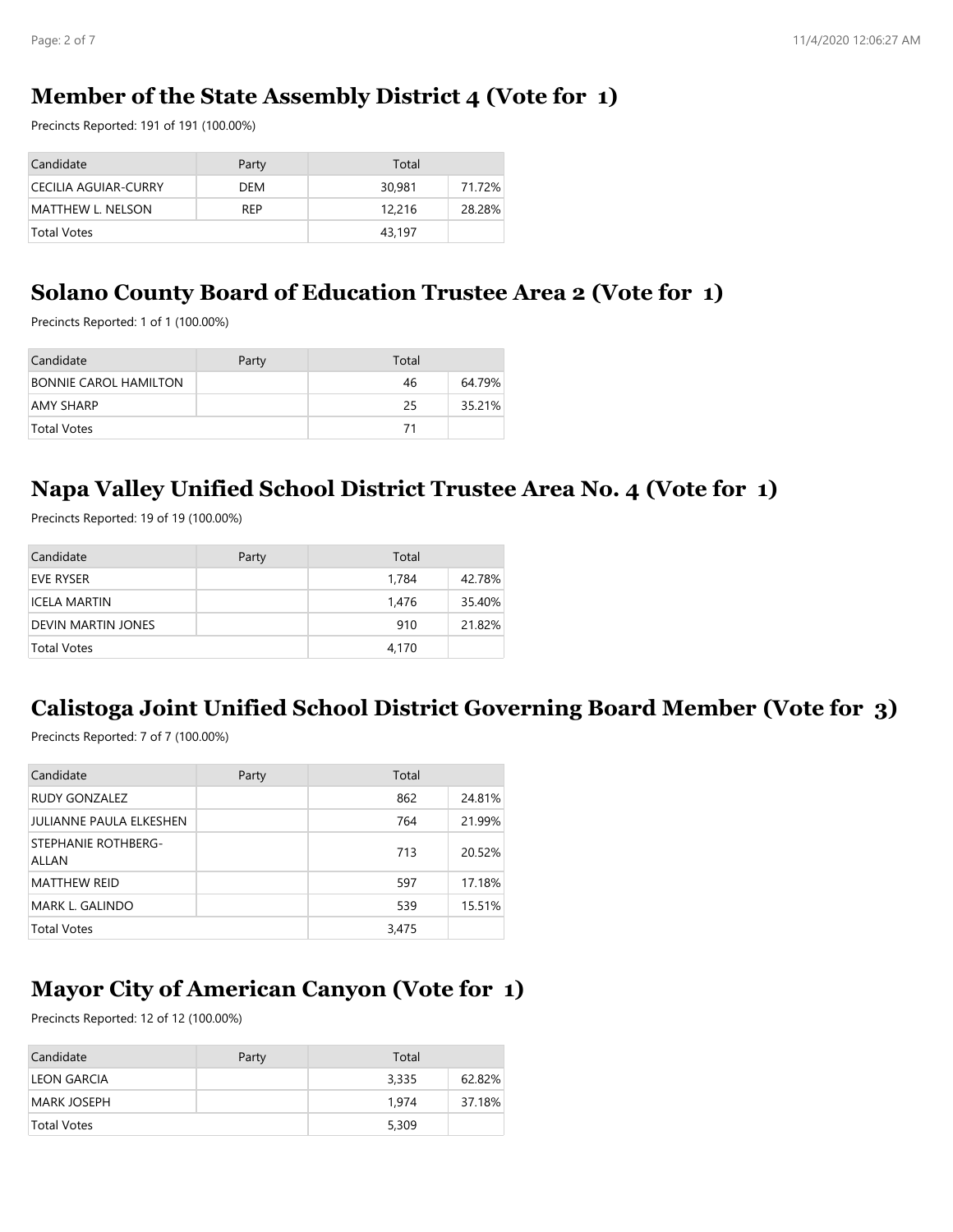## Member of the State Assembly District 4 (Vote for 1)

Precincts Reported: 191 of 191 (100.00%)

| Candidate | Party | Total | |
|---|---|---|---|
| CECILIA AGUIAR-CURRY | DEM | 30,981 | 71.72% |
| MATTHEW L. NELSON | REP | 12,216 | 28.28% |
| Total Votes | | 43,197 | |

## Solano County Board of Education Trustee Area 2 (Vote for 1)

Precincts Reported: 1 of 1 (100.00%)

| Candidate | Party | Total | |
|---|---|---|---|
| BONNIE CAROL HAMILTON | | 46 | 64.79% |
| AMY SHARP | | 25 | 35.21% |
| Total Votes | | 71 | |

## Napa Valley Unified School District Trustee Area No. 4 (Vote for 1)

Precincts Reported: 19 of 19 (100.00%)

| Candidate | Party | Total | |
|---|---|---|---|
| EVE RYSER | | 1,784 | 42.78% |
| ICELA MARTIN | | 1,476 | 35.40% |
| DEVIN MARTIN JONES | | 910 | 21.82% |
| Total Votes | | 4,170 | |

## Calistoga Joint Unified School District Governing Board Member (Vote for 3)

Precincts Reported: 7 of 7 (100.00%)

| Candidate | Party | Total | |
|---|---|---|---|
| RUDY GONZALEZ | | 862 | 24.81% |
| JULIANNE PAULA ELKESHEN | | 764 | 21.99% |
| STEPHANIE ROTHBERG-ALLAN | | 713 | 20.52% |
| MATTHEW REID | | 597 | 17.18% |
| MARK L. GALINDO | | 539 | 15.51% |
| Total Votes | | 3,475 | |

## Mayor City of American Canyon (Vote for 1)

Precincts Reported: 12 of 12 (100.00%)

| Candidate | Party | Total | |
|---|---|---|---|
| LEON GARCIA | | 3,335 | 62.82% |
| MARK JOSEPH | | 1,974 | 37.18% |
| Total Votes | | 5,309 | |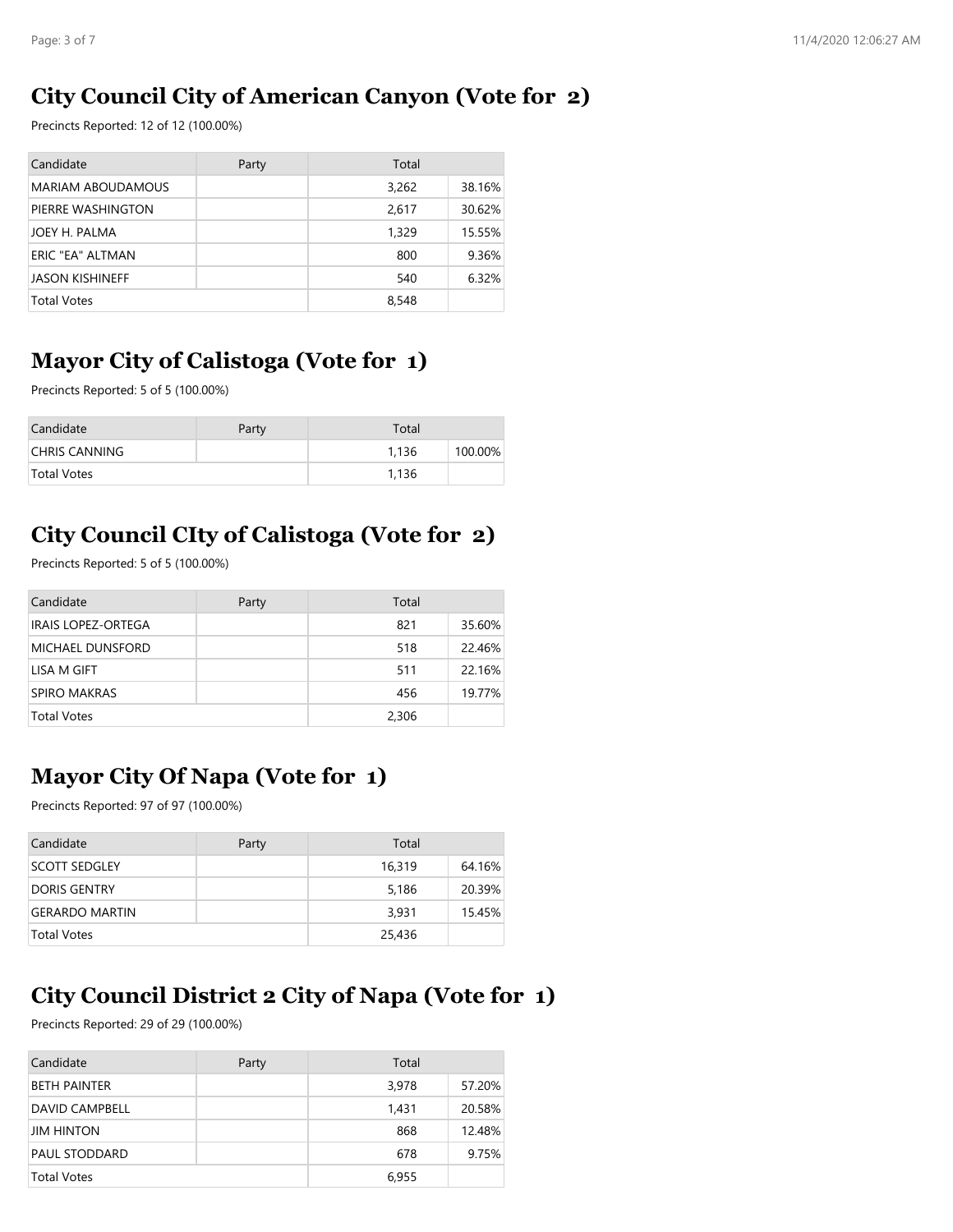## City Council City of American Canyon (Vote for 2)

Precincts Reported: 12 of 12 (100.00%)

| Candidate | Party | Total | |
|---|---|---|---|
| MARIAM ABOUDAMOUS | | 3,262 | 38.16% |
| PIERRE WASHINGTON | | 2,617 | 30.62% |
| JOEY H. PALMA | | 1,329 | 15.55% |
| ERIC "EA" ALTMAN | | 800 | 9.36% |
| JASON KISHINEFF | | 540 | 6.32% |
| Total Votes | | 8,548 | |

## Mayor City of Calistoga (Vote for 1)

Precincts Reported: 5 of 5 (100.00%)

| Candidate | Party | Total | |
|---|---|---|---|
| CHRIS CANNING | | 1,136 | 100.00% |
| Total Votes | | 1,136 | |

## City Council CIty of Calistoga (Vote for 2)

Precincts Reported: 5 of 5 (100.00%)

| Candidate | Party | Total | |
|---|---|---|---|
| IRAIS LOPEZ-ORTEGA | | 821 | 35.60% |
| MICHAEL DUNSFORD | | 518 | 22.46% |
| LISA M GIFT | | 511 | 22.16% |
| SPIRO MAKRAS | | 456 | 19.77% |
| Total Votes | | 2,306 | |

## Mayor City Of Napa (Vote for 1)

Precincts Reported: 97 of 97 (100.00%)

| Candidate | Party | Total | |
|---|---|---|---|
| SCOTT SEDGLEY | | 16,319 | 64.16% |
| DORIS GENTRY | | 5,186 | 20.39% |
| GERARDO MARTIN | | 3,931 | 15.45% |
| Total Votes | | 25,436 | |

## City Council District 2 City of Napa (Vote for 1)

Precincts Reported: 29 of 29 (100.00%)

| Candidate | Party | Total | |
|---|---|---|---|
| BETH PAINTER | | 3,978 | 57.20% |
| DAVID CAMPBELL | | 1,431 | 20.58% |
| JIM HINTON | | 868 | 12.48% |
| PAUL STODDARD | | 678 | 9.75% |
| Total Votes | | 6,955 | |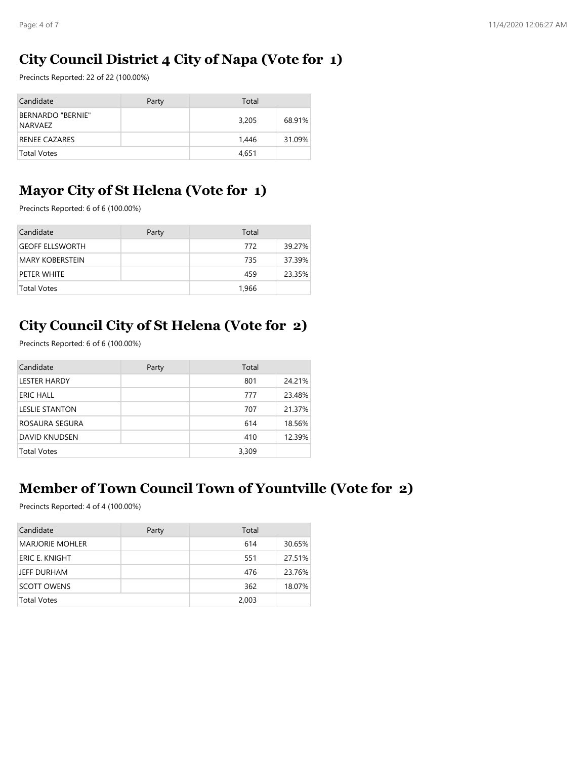## City Council District 4 City of Napa (Vote for 1)

Precincts Reported: 22 of 22 (100.00%)

| Candidate | Party | Total | |
|---|---|---|---|
| BERNARDO "BERNIE" NARVAEZ | | 3,205 | 68.91% |
| RENEE CAZARES | | 1,446 | 31.09% |
| Total Votes | | 4,651 | |

## Mayor City of St Helena (Vote for 1)

Precincts Reported: 6 of 6 (100.00%)

| Candidate | Party | Total | |
|---|---|---|---|
| GEOFF ELLSWORTH | | 772 | 39.27% |
| MARY KOBERSTEIN | | 735 | 37.39% |
| PETER WHITE | | 459 | 23.35% |
| Total Votes | | 1,966 | |

## City Council City of St Helena (Vote for 2)

Precincts Reported: 6 of 6 (100.00%)

| Candidate | Party | Total | |
|---|---|---|---|
| LESTER HARDY | | 801 | 24.21% |
| ERIC HALL | | 777 | 23.48% |
| LESLIE STANTON | | 707 | 21.37% |
| ROSAURA SEGURA | | 614 | 18.56% |
| DAVID KNUDSEN | | 410 | 12.39% |
| Total Votes | | 3,309 | |

## Member of Town Council Town of Yountville (Vote for 2)

Precincts Reported: 4 of 4 (100.00%)

| Candidate | Party | Total | |
|---|---|---|---|
| MARJORIE MOHLER | | 614 | 30.65% |
| ERIC E. KNIGHT | | 551 | 27.51% |
| JEFF DURHAM | | 476 | 23.76% |
| SCOTT OWENS | | 362 | 18.07% |
| Total Votes | | 2,003 | |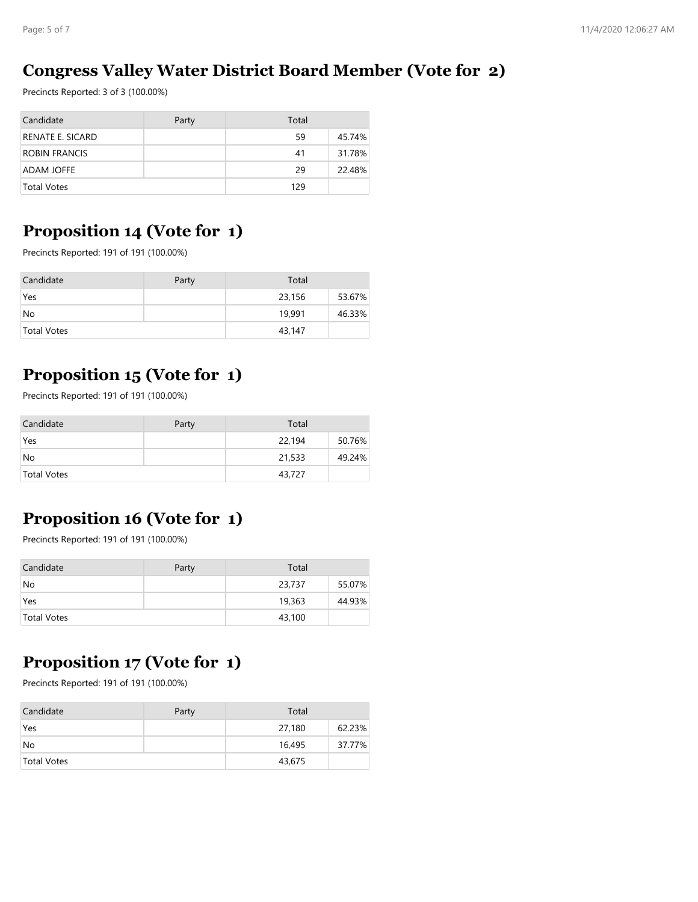## Congress Valley Water District Board Member (Vote for 2)

Precincts Reported: 3 of 3 (100.00%)

| Candidate | Party | Total | |
|---|---|---|---|
| RENATE E. SICARD | | 59 | 45.74% |
| ROBIN FRANCIS | | 41 | 31.78% |
| ADAM JOFFE | | 29 | 22.48% |
| Total Votes | | 129 | |

## Proposition 14 (Vote for 1)

Precincts Reported: 191 of 191 (100.00%)

| Candidate | Party | Total | |
|---|---|---|---|
| Yes | | 23,156 | 53.67% |
| No | | 19,991 | 46.33% |
| Total Votes | | 43,147 | |

## Proposition 15 (Vote for 1)

Precincts Reported: 191 of 191 (100.00%)

| Candidate | Party | Total | |
|---|---|---|---|
| Yes | | 22,194 | 50.76% |
| No | | 21,533 | 49.24% |
| Total Votes | | 43,727 | |

## Proposition 16 (Vote for 1)

Precincts Reported: 191 of 191 (100.00%)

| Candidate | Party | Total | |
|---|---|---|---|
| No | | 23,737 | 55.07% |
| Yes | | 19,363 | 44.93% |
| Total Votes | | 43,100 | |

## Proposition 17 (Vote for 1)

Precincts Reported: 191 of 191 (100.00%)

| Candidate | Party | Total | |
|---|---|---|---|
| Yes | | 27,180 | 62.23% |
| No | | 16,495 | 37.77% |
| Total Votes | | 43,675 | |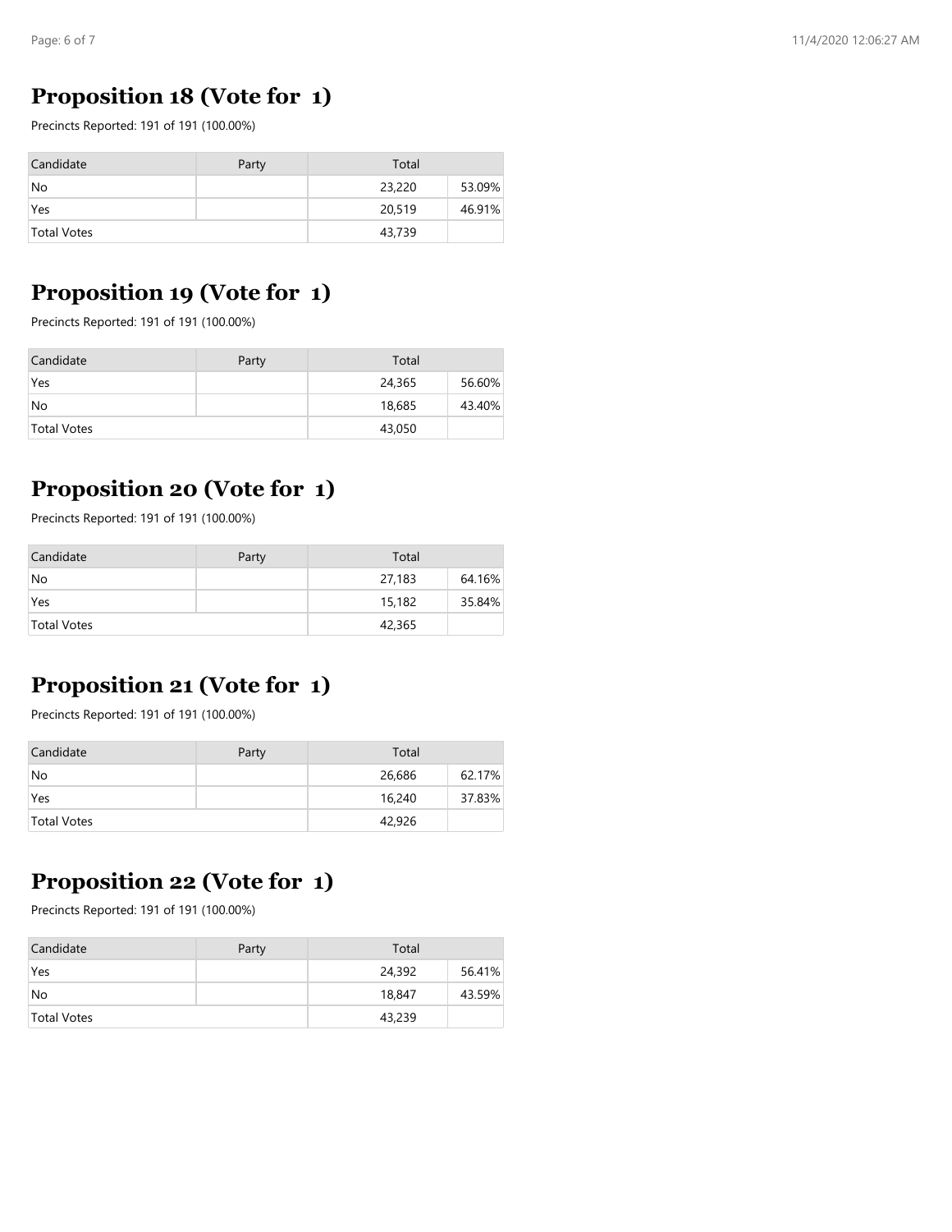## Proposition 18 (Vote for 1)

Precincts Reported: 191 of 191 (100.00%)

| Candidate | Party | Total | |
|---|---|---|---|
| No | | 23,220 | 53.09% |
| Yes | | 20,519 | 46.91% |
| Total Votes | | 43,739 | |

## Proposition 19 (Vote for 1)

Precincts Reported: 191 of 191 (100.00%)

| Candidate | Party | Total | |
|---|---|---|---|
| Yes | | 24,365 | 56.60% |
| No | | 18,685 | 43.40% |
| Total Votes | | 43,050 | |

## Proposition 20 (Vote for 1)

Precincts Reported: 191 of 191 (100.00%)

| Candidate | Party | Total | |
|---|---|---|---|
| No | | 27,183 | 64.16% |
| Yes | | 15,182 | 35.84% |
| Total Votes | | 42,365 | |

## Proposition 21 (Vote for 1)

Precincts Reported: 191 of 191 (100.00%)

| Candidate | Party | Total | |
|---|---|---|---|
| No | | 26,686 | 62.17% |
| Yes | | 16,240 | 37.83% |
| Total Votes | | 42,926 | |

## Proposition 22 (Vote for 1)

Precincts Reported: 191 of 191 (100.00%)

| Candidate | Party | Total | |
|---|---|---|---|
| Yes | | 24,392 | 56.41% |
| No | | 18,847 | 43.59% |
| Total Votes | | 43,239 | |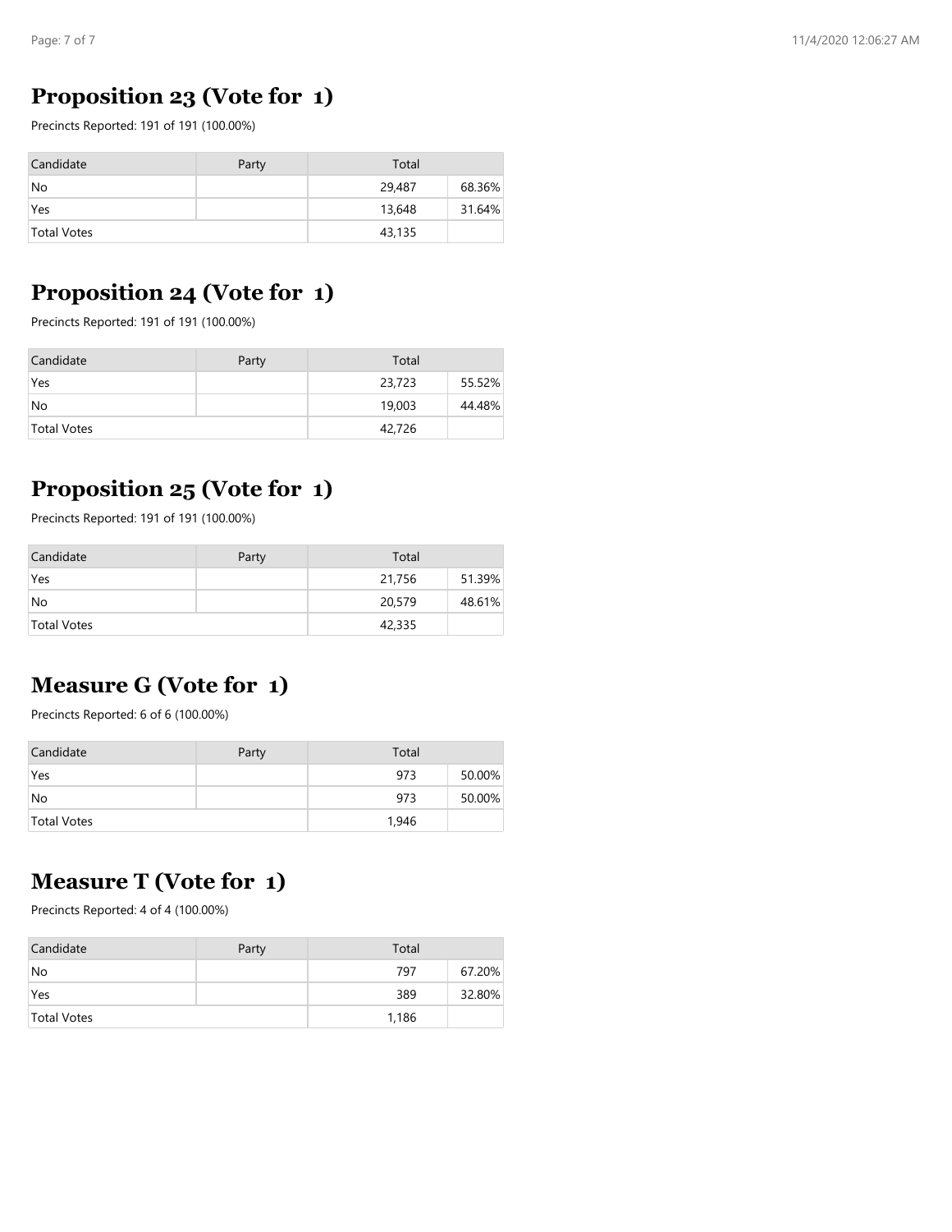## Proposition 23 (Vote for 1)

Precincts Reported: 191 of 191 (100.00%)

| Candidate | Party | Total | |
|---|---|---|---|
| No | | 29,487 | 68.36% |
| Yes | | 13,648 | 31.64% |
| Total Votes | | 43,135 | |

## Proposition 24 (Vote for 1)

Precincts Reported: 191 of 191 (100.00%)

| Candidate | Party | Total | |
|---|---|---|---|
| Yes | | 23,723 | 55.52% |
| No | | 19,003 | 44.48% |
| Total Votes | | 42,726 | |

## Proposition 25 (Vote for 1)

Precincts Reported: 191 of 191 (100.00%)

| Candidate | Party | Total | |
|---|---|---|---|
| Yes | | 21,756 | 51.39% |
| No | | 20,579 | 48.61% |
| Total Votes | | 42,335 | |

## Measure G (Vote for 1)

Precincts Reported: 6 of 6 (100.00%)

| Candidate | Party | Total | |
|---|---|---|---|
| Yes | | 973 | 50.00% |
| No | | 973 | 50.00% |
| Total Votes | | 1,946 | |

## Measure T (Vote for 1)

Precincts Reported: 4 of 4 (100.00%)

| Candidate | Party | Total | |
|---|---|---|---|
| No | | 797 | 67.20% |
| Yes | | 389 | 32.80% |
| Total Votes | | 1,186 | |